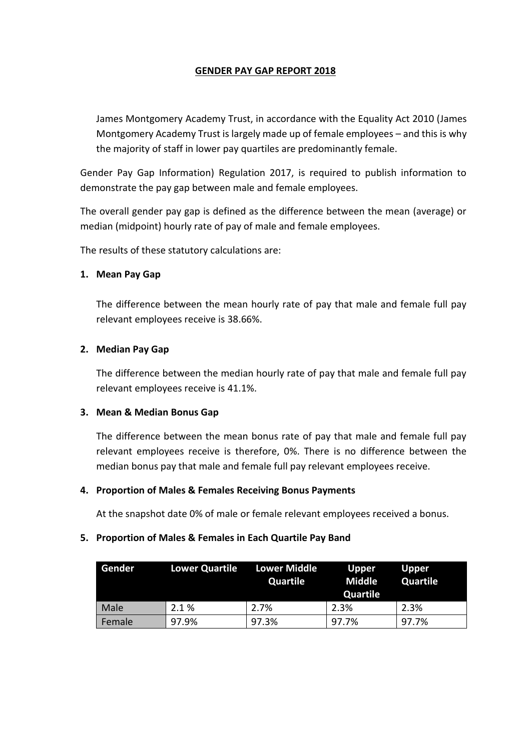**GENDER PAY GAP REPORT 2018**

James Montgomery Academy Trust, in accordance with the Equality Act 2010 (James Montgomery Academy Trust is largely made up of female employees – and this is why the majority of staff in lower pay quartiles are predominantly female.

Gender Pay Gap Information) Regulation 2017, is required to publish information to demonstrate the pay gap between male and female employees.

The overall gender pay gap is defined as the difference between the mean (average) or median (midpoint) hourly rate of pay of male and female employees.

The results of these statutory calculations are:

1. **Mean Pay Gap**

   The difference between the mean hourly rate of pay that male and female full pay relevant employees receive is 38.66%.

2. **Median Pay Gap**

   The difference between the median hourly rate of pay that male and female full pay relevant employees receive is 41.1%.

3. **Mean & Median Bonus Gap**

   The difference between the mean bonus rate of pay that male and female full pay relevant employees receive is therefore, 0%. There is no difference between the median bonus pay that male and female full pay relevant employees receive.

4. **Proportion of Males & Females Receiving Bonus Payments**

   At the snapshot date 0% of male or female relevant employees received a bonus.

5. **Proportion of Males & Females in Each Quartile Pay Band**

| Gender | Lower Quartile | Lower Middle Quartile | Upper Middle Quartile | Upper Quartile |
|---|---|---|---|---|
| Male | 2.1 % | 2.7% | 2.3% | 2.3% |
| Female | 97.9% | 97.3% | 97.7% | 97.7% |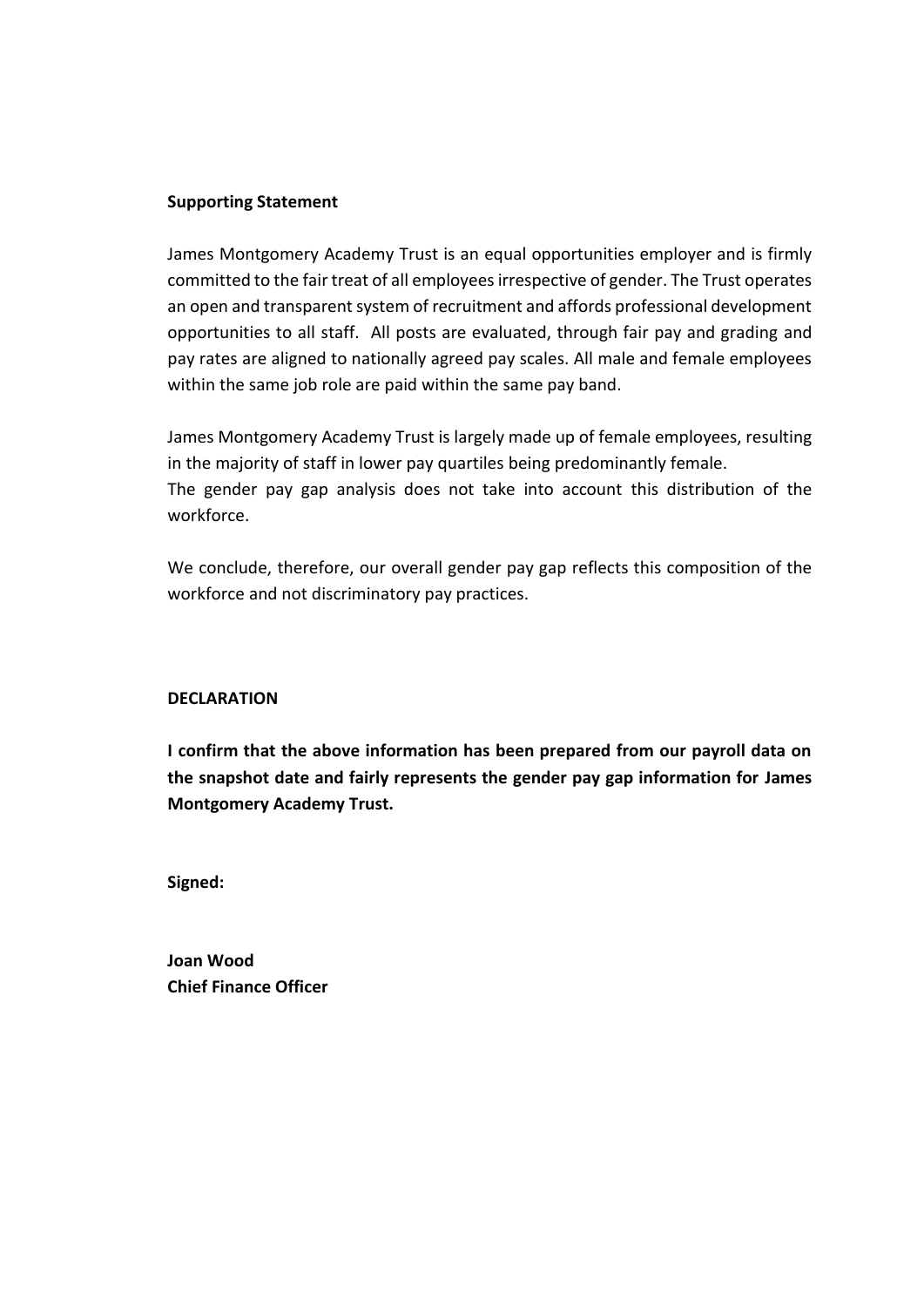**Supporting Statement**

James Montgomery Academy Trust is an equal opportunities employer and is firmly committed to the fair treat of all employees irrespective of gender. The Trust operates an open and transparent system of recruitment and affords professional development opportunities to all staff. All posts are evaluated, through fair pay and grading and pay rates are aligned to nationally agreed pay scales. All male and female employees within the same job role are paid within the same pay band.

James Montgomery Academy Trust is largely made up of female employees, resulting in the majority of staff in lower pay quartiles being predominantly female.
The gender pay gap analysis does not take into account this distribution of the workforce.

We conclude, therefore, our overall gender pay gap reflects this composition of the workforce and not discriminatory pay practices.

**DECLARATION**

**I confirm that the above information has been prepared from our payroll data on the snapshot date and fairly represents the gender pay gap information for James Montgomery Academy Trust.**

**Signed:**

**Joan Wood**
**Chief Finance Officer**